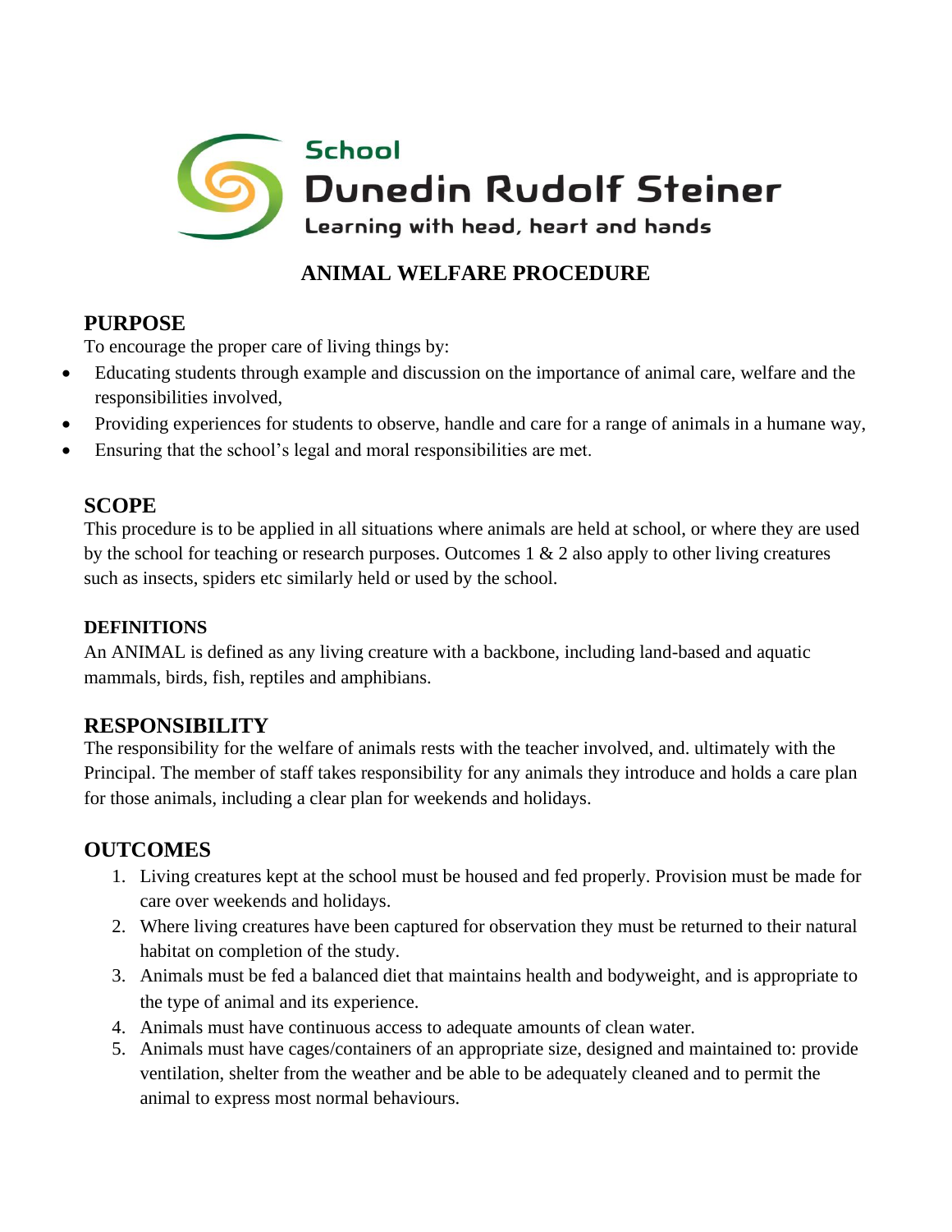School

Dunedin Rudolf Steiner

Learning with head, heart and hands

# ANIMAL WELFARE PROCEDURE

## PURPOSE

To encourage the proper care of living things by:

- Educating students through example and discussion on the importance of animal care, welfare and the responsibilities involved,
- Providing experiences for students to observe, handle and care for a range of animals in a humane way,
- Ensuring that the school's legal and moral responsibilities are met.

## SCOPE

This procedure is to be applied in all situations where animals are held at school, or where they are used by the school for teaching or research purposes. Outcomes 1 & 2 also apply to other living creatures such as insects, spiders etc similarly held or used by the school.

### DEFINITIONS

An ANIMAL is defined as any living creature with a backbone, including land-based and aquatic mammals, birds, fish, reptiles and amphibians.

## RESPONSIBILITY

The responsibility for the welfare of animals rests with the teacher involved, and. ultimately with the Principal. The member of staff takes responsibility for any animals they introduce and holds a care plan for those animals, including a clear plan for weekends and holidays.

## OUTCOMES

1. Living creatures kept at the school must be housed and fed properly. Provision must be made for care over weekends and holidays.
2. Where living creatures have been captured for observation they must be returned to their natural habitat on completion of the study.
3. Animals must be fed a balanced diet that maintains health and bodyweight, and is appropriate to the type of animal and its experience.
4. Animals must have continuous access to adequate amounts of clean water.
5. Animals must have cages/containers of an appropriate size, designed and maintained to: provide ventilation, shelter from the weather and be able to be adequately cleaned and to permit the animal to express most normal behaviours.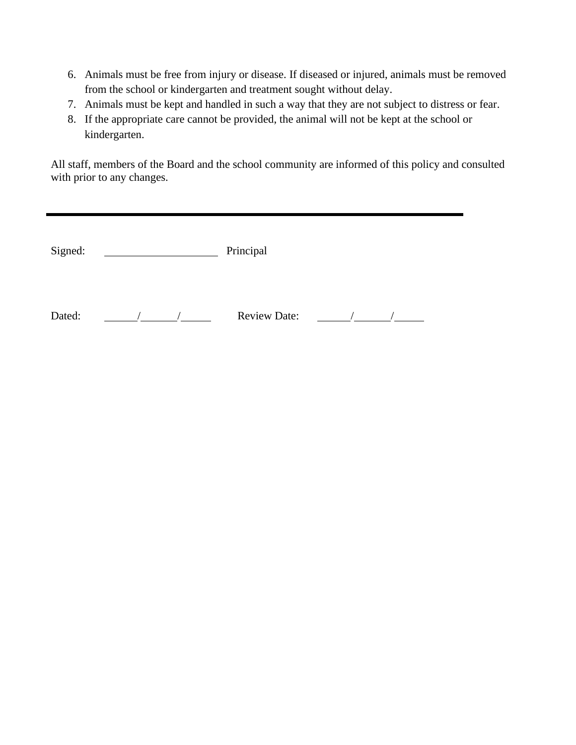6. Animals must be free from injury or disease. If diseased or injured, animals must be removed from the school or kindergarten and treatment sought without delay.
7. Animals must be kept and handled in such a way that they are not subject to distress or fear.
8. If the appropriate care cannot be provided, the animal will not be kept at the school or kindergarten.

All staff, members of the Board and the school community are informed of this policy and consulted with prior to any changes.

---

Signed: ____________________ Principal

Dated: ______/______/______ Review Date: ______/______/______